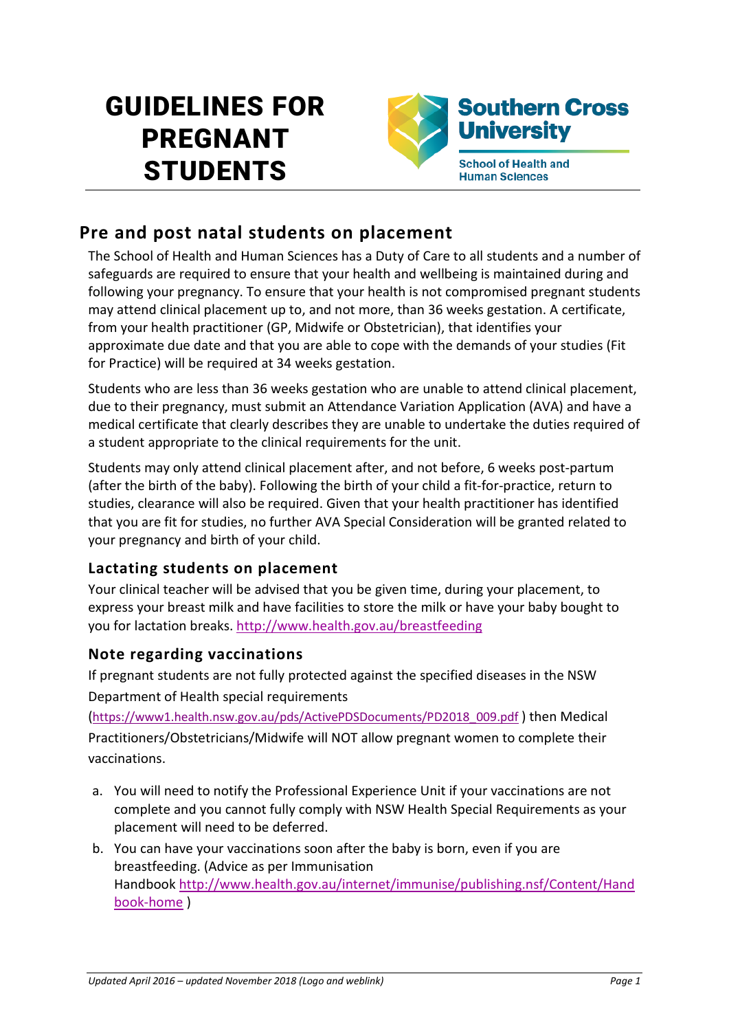# GUIDELINES FOR PREGNANT STUDENTS

Southern Cross University
School of Health and Human Sciences

## Pre and post natal students on placement

The School of Health and Human Sciences has a Duty of Care to all students and a number of safeguards are required to ensure that your health and wellbeing is maintained during and following your pregnancy. To ensure that your health is not compromised pregnant students may attend clinical placement up to, and not more, than 36 weeks gestation. A certificate, from your health practitioner (GP, Midwife or Obstetrician), that identifies your approximate due date and that you are able to cope with the demands of your studies (Fit for Practice) will be required at 34 weeks gestation.

Students who are less than 36 weeks gestation who are unable to attend clinical placement, due to their pregnancy, must submit an Attendance Variation Application (AVA) and have a medical certificate that clearly describes they are unable to undertake the duties required of a student appropriate to the clinical requirements for the unit.

Students may only attend clinical placement after, and not before, 6 weeks post-partum (after the birth of the baby). Following the birth of your child a fit-for-practice, return to studies, clearance will also be required. Given that your health practitioner has identified that you are fit for studies, no further AVA Special Consideration will be granted related to your pregnancy and birth of your child.

### Lactating students on placement

Your clinical teacher will be advised that you be given time, during your placement, to express your breast milk and have facilities to store the milk or have your baby bought to you for lactation breaks. http://www.health.gov.au/breastfeeding

### Note regarding vaccinations

If pregnant students are not fully protected against the specified diseases in the NSW Department of Health special requirements (https://www1.health.nsw.gov.au/pds/ActivePDSDocuments/PD2018_009.pdf ) then Medical Practitioners/Obstetricians/Midwife will NOT allow pregnant women to complete their vaccinations.

a. You will need to notify the Professional Experience Unit if your vaccinations are not complete and you cannot fully comply with NSW Health Special Requirements as your placement will need to be deferred.
b. You can have your vaccinations soon after the baby is born, even if you are breastfeeding. (Advice as per Immunisation Handbook http://www.health.gov.au/internet/immunise/publishing.nsf/Content/Handbook-home )

*Updated April 2016 – updated November 2018 (Logo and weblink)*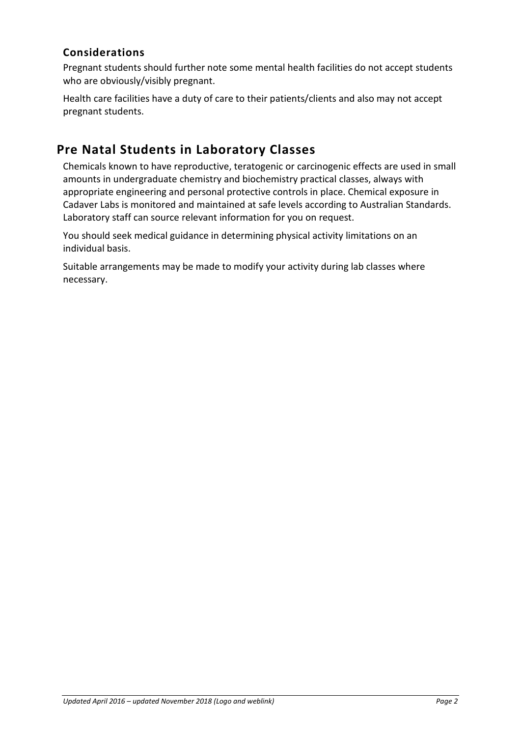### Considerations

Pregnant students should further note some mental health facilities do not accept students who are obviously/visibly pregnant.

Health care facilities have a duty of care to their patients/clients and also may not accept pregnant students.

## Pre Natal Students in Laboratory Classes

Chemicals known to have reproductive, teratogenic or carcinogenic effects are used in small amounts in undergraduate chemistry and biochemistry practical classes, always with appropriate engineering and personal protective controls in place. Chemical exposure in Cadaver Labs is monitored and maintained at safe levels according to Australian Standards. Laboratory staff can source relevant information for you on request.

You should seek medical guidance in determining physical activity limitations on an individual basis.

Suitable arrangements may be made to modify your activity during lab classes where necessary.